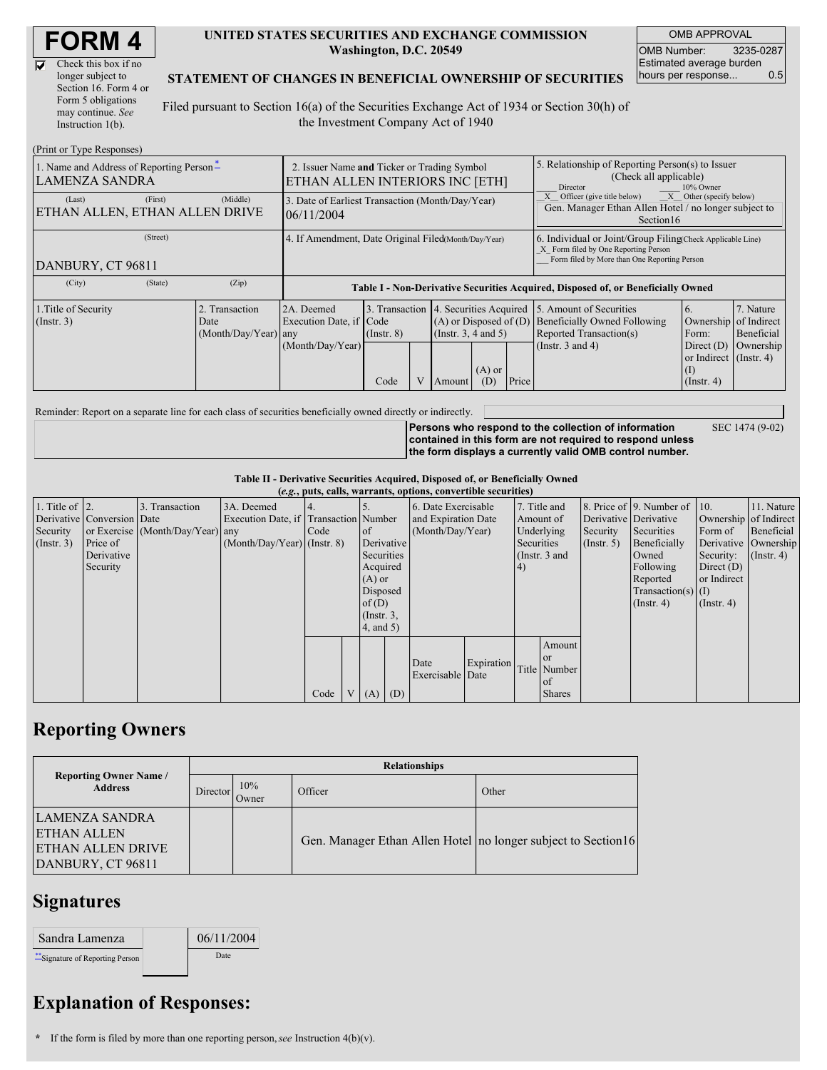# FORM 4

☑ Check this box if no longer subject to Section 16. Form 4 or Form 5 obligations may continue. *See* Instruction 1(b).

**UNITED STATES SECURITIES AND EXCHANGE COMMISSION**
**Washington, D.C. 20549**

**STATEMENT OF CHANGES IN BENEFICIAL OWNERSHIP OF SECURITIES**

Filed pursuant to Section 16(a) of the Securities Exchange Act of 1934 or Section 30(h) of the Investment Company Act of 1940

| OMB APPROVAL | |
|---|---|
| OMB Number: | 3235-0287 |
| Estimated average burden hours per response... | 0.5 |

(Print or Type Responses)

| 1. Name and Address of Reporting Person * | 2. Issuer Name and Ticker or Trading Symbol | 5. Relationship of Reporting Person(s) to Issuer (Check all applicable) |
|---|---|---|
| LAMENZA SANDRA | ETHAN ALLEN INTERIORS INC [ETH] | ___ Director ___ 10% Owner |
| (Last) (First) (Middle) | 3. Date of Earliest Transaction (Month/Day/Year) | _X_ Officer (give title below) _X_ Other (specify below) |
| ETHAN ALLEN, ETHAN ALLEN DRIVE | 06/11/2004 | Gen. Manager Ethan Allen Hotel / no longer subject to Section16 |
| (Street) | 4. If Amendment, Date Original Filed (Month/Day/Year) | 6. Individual or Joint/Group Filing (Check Applicable Line) |
| DANBURY, CT 96811 | | _X_ Form filed by One Reporting Person ___ Form filed by More than One Reporting Person |
| (City) (State) (Zip) | | |

**Table I - Non-Derivative Securities Acquired, Disposed of, or Beneficially Owned**

| 1.Title of Security (Instr. 3) | 2. Transaction Date (Month/Day/Year) | 2A. Deemed Execution Date, if any (Month/Day/Year) | 3. Transaction Code (Instr. 8) | | 4. Securities Acquired (A) or Disposed of (D) (Instr. 3, 4 and 5) | | | 5. Amount of Securities Beneficially Owned Following Reported Transaction(s) (Instr. 3 and 4) | 6. Ownership Form: Direct (D) or Indirect (I) (Instr. 4) | 7. Nature of Indirect Beneficial Ownership (Instr. 4) |
|---|---|---|---|---|---|---|---|---|---|---|
| | | | Code | V | Amount | (A) or (D) | Price | | | |

Reminder: Report on a separate line for each class of securities beneficially owned directly or indirectly.

**Persons who respond to the collection of information contained in this form are not required to respond unless the form displays a currently valid OMB control number.** SEC 1474 (9-02)

**Table II - Derivative Securities Acquired, Disposed of, or Beneficially Owned**
**(*e.g.*, puts, calls, warrants, options, convertible securities)**

| 1. Title of Derivative Security (Instr. 3) | 2. Conversion or Exercise Price of Derivative Security | 3. Transaction Date (Month/Day/Year) | 3A. Deemed Execution Date, if any (Month/Day/Year) | 4. Transaction Code (Instr. 8) | | 5. Number of Derivative Securities Acquired (A) or Disposed of (D) (Instr. 3, 4, and 5) | | 6. Date Exercisable and Expiration Date (Month/Day/Year) | | 7. Title and Amount of Underlying Securities (Instr. 3 and 4) | | 8. Price of Derivative Security (Instr. 5) | 9. Number of Derivative Securities Beneficially Owned Following Reported Transaction(s) (Instr. 4) | 10. Ownership Form of Derivative Security: Direct (D) or Indirect (I) (Instr. 4) | 11. Nature of Indirect Beneficial Ownership (Instr. 4) |
|---|---|---|---|---|---|---|---|---|---|---|---|---|---|---|---|
| | | | | Code | V | (A) | (D) | Date Exercisable | Expiration Date | Title | Amount or Number of Shares | | | | |

## Reporting Owners

| Reporting Owner Name / Address | Relationships | | | |
|---|---|---|---|---|
| | Director | 10% Owner | Officer | Other |
| LAMENZA SANDRA<br>ETHAN ALLEN<br>ETHAN ALLEN DRIVE<br>DANBURY, CT 96811 | | | Gen. Manager Ethan Allen Hotel | no longer subject to Section16 |

## Signatures

| Sandra Lamenza | 06/11/2004 |
|---|---|
| **Signature of Reporting Person | Date |

## Explanation of Responses:

\* If the form is filed by more than one reporting person, *see* Instruction 4(b)(v).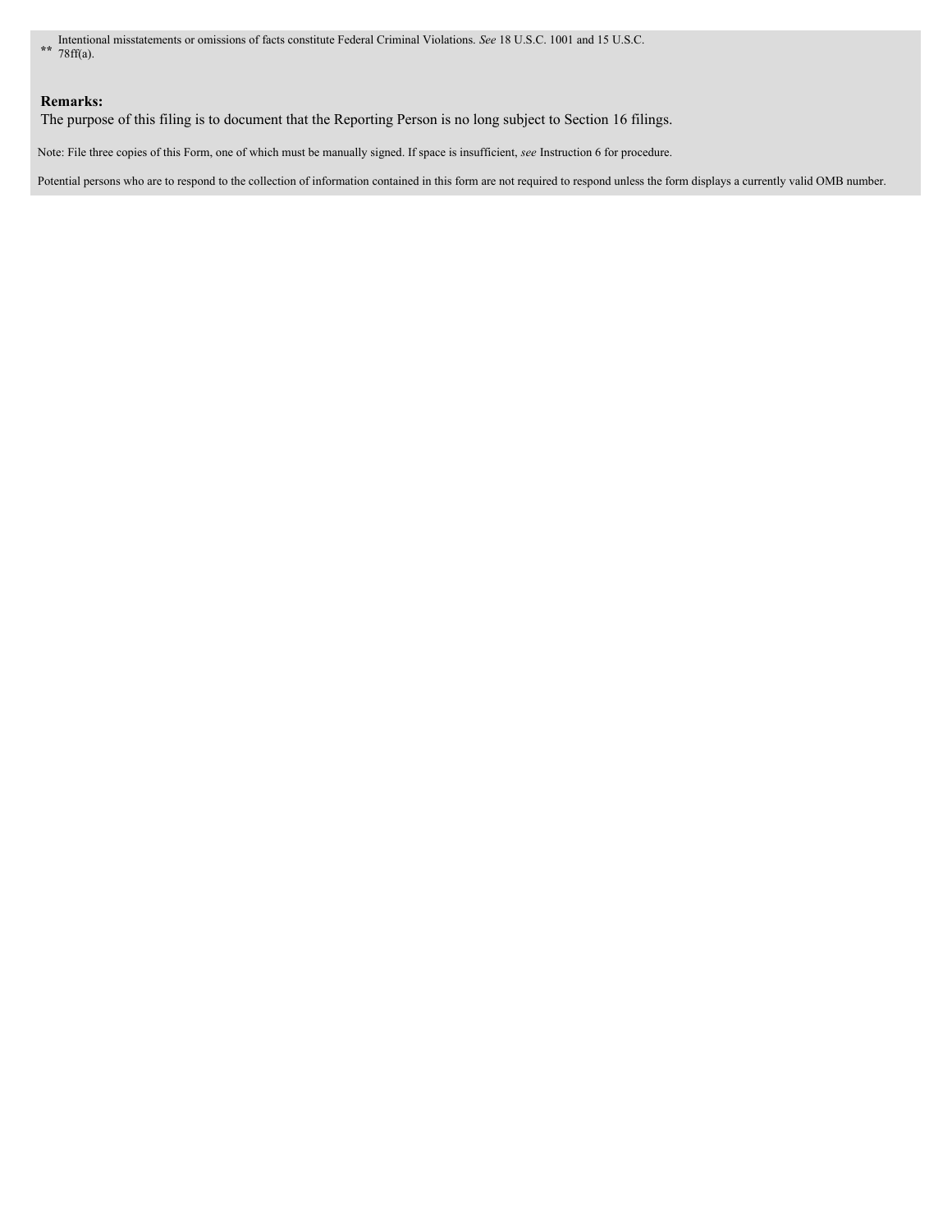** Intentional misstatements or omissions of facts constitute Federal Criminal Violations. *See* 18 U.S.C. 1001 and 15 U.S.C. 78ff(a).

**Remarks:**

The purpose of this filing is to document that the Reporting Person is no long subject to Section 16 filings.

Note: File three copies of this Form, one of which must be manually signed. If space is insufficient, *see* Instruction 6 for procedure.

Potential persons who are to respond to the collection of information contained in this form are not required to respond unless the form displays a currently valid OMB number.